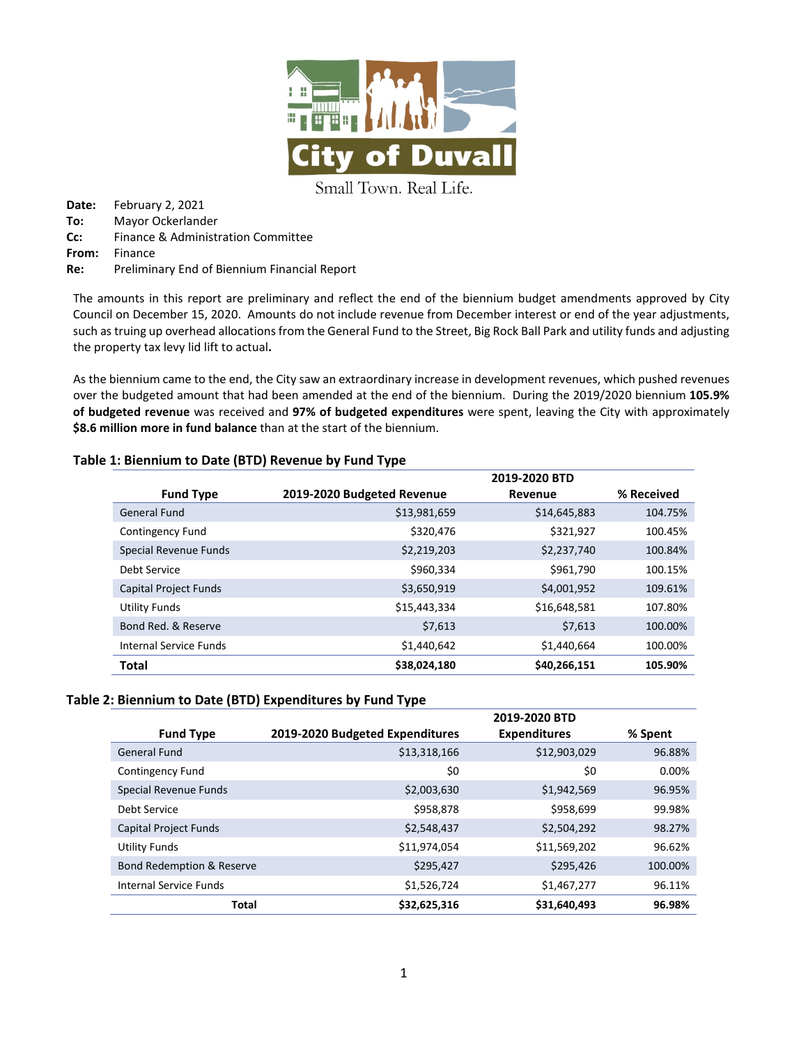**City of Duvall**

Small Town. Real Life.

**Date:** February 2, 2021
**To:** Mayor Ockerlander
**Cc:** Finance & Administration Committee
**From:** Finance
**Re:** Preliminary End of Biennium Financial Report

The amounts in this report are preliminary and reflect the end of the biennium budget amendments approved by City Council on December 15, 2020. Amounts do not include revenue from December interest or end of the year adjustments, such as truing up overhead allocations from the General Fund to the Street, Big Rock Ball Park and utility funds and adjusting the property tax levy lid lift to actual.

As the biennium came to the end, the City saw an extraordinary increase in development revenues, which pushed revenues over the budgeted amount that had been amended at the end of the biennium. During the 2019/2020 biennium **105.9% of budgeted revenue** was received and **97% of budgeted expenditures** were spent, leaving the City with approximately **$8.6 million more in fund balance** than at the start of the biennium.

### Table 1: Biennium to Date (BTD) Revenue by Fund Type

| Fund Type | 2019-2020 Budgeted Revenue | 2019-2020 BTD Revenue | % Received |
|---|---|---|---|
| General Fund | $13,981,659 | $14,645,883 | 104.75% |
| Contingency Fund | $320,476 | $321,927 | 100.45% |
| Special Revenue Funds | $2,219,203 | $2,237,740 | 100.84% |
| Debt Service | $960,334 | $961,790 | 100.15% |
| Capital Project Funds | $3,650,919 | $4,001,952 | 109.61% |
| Utility Funds | $15,443,334 | $16,648,581 | 107.80% |
| Bond Red. & Reserve | $7,613 | $7,613 | 100.00% |
| Internal Service Funds | $1,440,642 | $1,440,664 | 100.00% |
| **Total** | **$38,024,180** | **$40,266,151** | **105.90%** |

### Table 2: Biennium to Date (BTD) Expenditures by Fund Type

| Fund Type | 2019-2020 Budgeted Expenditures | 2019-2020 BTD Expenditures | % Spent |
|---|---|---|---|
| General Fund | $13,318,166 | $12,903,029 | 96.88% |
| Contingency Fund | $0 | $0 | 0.00% |
| Special Revenue Funds | $2,003,630 | $1,942,569 | 96.95% |
| Debt Service | $958,878 | $958,699 | 99.98% |
| Capital Project Funds | $2,548,437 | $2,504,292 | 98.27% |
| Utility Funds | $11,974,054 | $11,569,202 | 96.62% |
| Bond Redemption & Reserve | $295,427 | $295,426 | 100.00% |
| Internal Service Funds | $1,526,724 | $1,467,277 | 96.11% |
| **Total** | **$32,625,316** | **$31,640,493** | **96.98%** |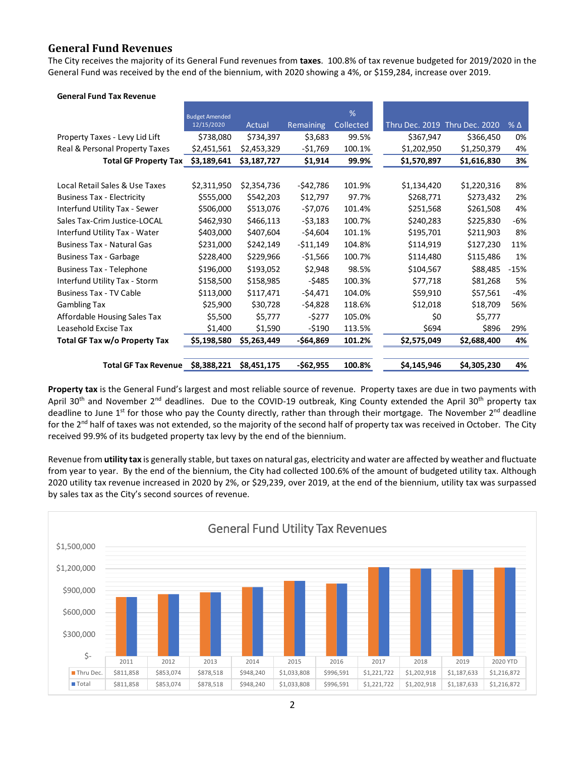## General Fund Revenues

The City receives the majority of its General Fund revenues from **taxes**. 100.8% of tax revenue budgeted for 2019/2020 in the General Fund was received by the end of the biennium, with 2020 showing a 4%, or $159,284, increase over 2019.

**General Fund Tax Revenue**

| | Budget Amended 12/15/2020 | Actual | Remaining | % Collected | Thru Dec. 2019 | Thru Dec. 2020 | % Δ |
|---|---|---|---|---|---|---|---|
| Property Taxes - Levy Lid Lift | $738,080 | $734,397 | $3,683 | 99.5% | $367,947 | $366,450 | 0% |
| Real & Personal Property Taxes | $2,451,561 | $2,453,329 | -$1,769 | 100.1% | $1,202,950 | $1,250,379 | 4% |
| **Total GF Property Tax** | **$3,189,641** | **$3,187,727** | **$1,914** | **99.9%** | **$1,570,897** | **$1,616,830** | **3%** |
| | | | | | | | |
| Local Retail Sales & Use Taxes | $2,311,950 | $2,354,736 | -$42,786 | 101.9% | $1,134,420 | $1,220,316 | 8% |
| Business Tax - Electricity | $555,000 | $542,203 | $12,797 | 97.7% | $268,771 | $273,432 | 2% |
| Interfund Utility Tax - Sewer | $506,000 | $513,076 | -$7,076 | 101.4% | $251,568 | $261,508 | 4% |
| Sales Tax-Crim Justice-LOCAL | $462,930 | $466,113 | -$3,183 | 100.7% | $240,283 | $225,830 | -6% |
| Interfund Utility Tax - Water | $403,000 | $407,604 | -$4,604 | 101.1% | $195,701 | $211,903 | 8% |
| Business Tax - Natural Gas | $231,000 | $242,149 | -$11,149 | 104.8% | $114,919 | $127,230 | 11% |
| Business Tax - Garbage | $228,400 | $229,966 | -$1,566 | 100.7% | $114,480 | $115,486 | 1% |
| Business Tax - Telephone | $196,000 | $193,052 | $2,948 | 98.5% | $104,567 | $88,485 | -15% |
| Interfund Utility Tax - Storm | $158,500 | $158,985 | -$485 | 100.3% | $77,718 | $81,268 | 5% |
| Business Tax - TV Cable | $113,000 | $117,471 | -$4,471 | 104.0% | $59,910 | $57,561 | -4% |
| Gambling Tax | $25,900 | $30,728 | -$4,828 | 118.6% | $12,018 | $18,709 | 56% |
| Affordable Housing Sales Tax | $5,500 | $5,777 | -$277 | 105.0% | $0 | $5,777 | |
| Leasehold Excise Tax | $1,400 | $1,590 | -$190 | 113.5% | $694 | $896 | 29% |
| **Total GF Tax w/o Property Tax** | **$5,198,580** | **$5,263,449** | **-$64,869** | **101.2%** | **$2,575,049** | **$2,688,400** | **4%** |
| | | | | | | | |
| **Total GF Tax Revenue** | **$8,388,221** | **$8,451,175** | **-$62,955** | **100.8%** | **$4,145,946** | **$4,305,230** | **4%** |

**Property tax** is the General Fund's largest and most reliable source of revenue. Property taxes are due in two payments with April 30th and November 2nd deadlines. Due to the COVID-19 outbreak, King County extended the April 30th property tax deadline to June 1st for those who pay the County directly, rather than through their mortgage. The November 2nd deadline for the 2nd half of taxes was not extended, so the majority of the second half of property tax was received in October. The City received 99.9% of its budgeted property tax levy by the end of the biennium.

Revenue from **utility tax** is generally stable, but taxes on natural gas, electricity and water are affected by weather and fluctuate from year to year. By the end of the biennium, the City had collected 100.6% of the amount of budgeted utility tax. Although 2020 utility tax revenue increased in 2020 by 2%, or $29,239, over 2019, at the end of the biennium, utility tax was surpassed by sales tax as the City's second sources of revenue.

**General Fund Utility Tax Revenues**

| | 2011 | 2012 | 2013 | 2014 | 2015 | 2016 | 2017 | 2018 | 2019 | 2020 YTD |
|---|---|---|---|---|---|---|---|---|---|---|
| Thru Dec. | $811,858 | $853,074 | $878,518 | $948,240 | $1,033,808 | $996,591 | $1,221,722 | $1,202,918 | $1,187,633 | $1,216,872 |
| Total | $811,858 | $853,074 | $878,518 | $948,240 | $1,033,808 | $996,591 | $1,221,722 | $1,202,918 | $1,187,633 | $1,216,872 |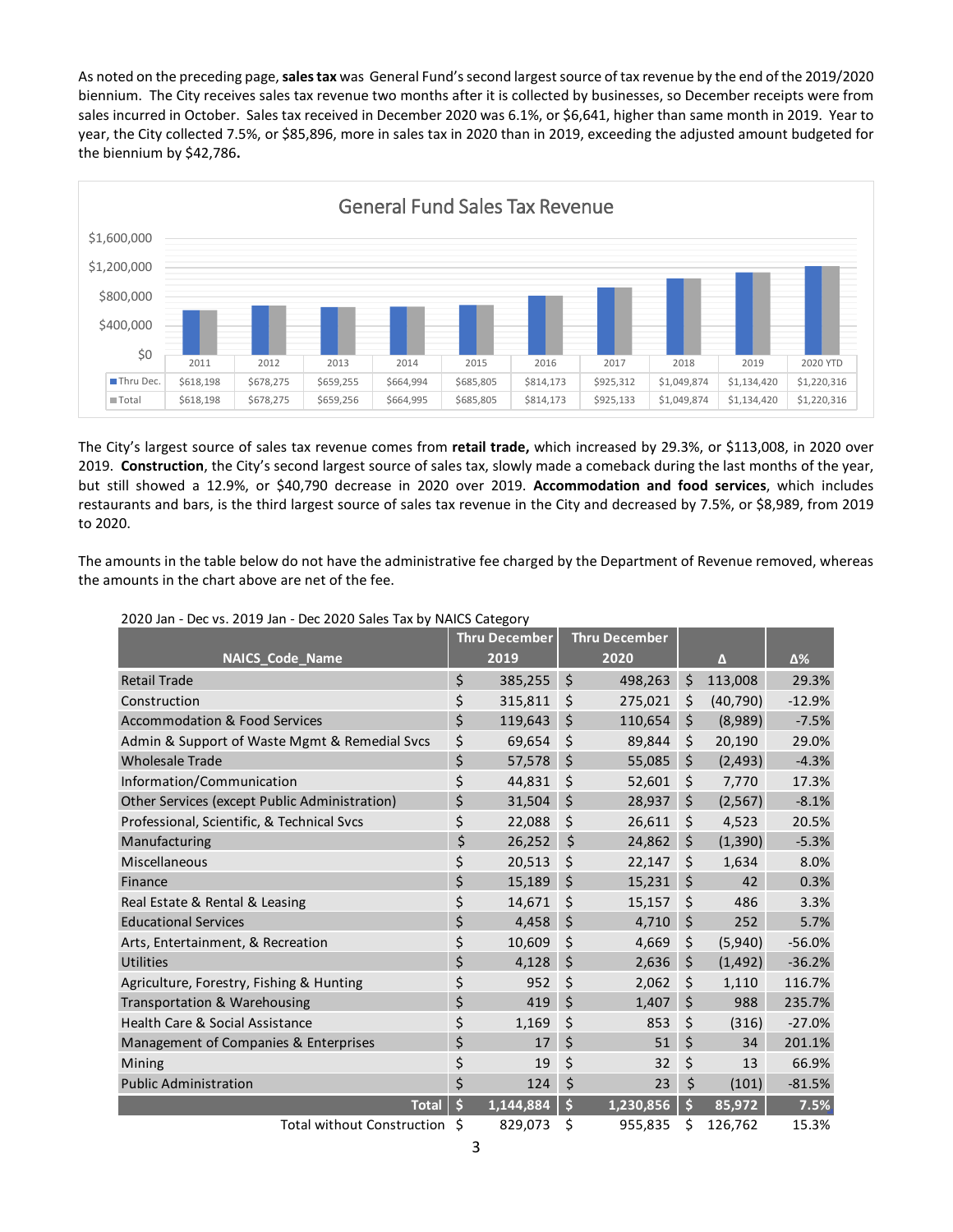As noted on the preceding page, **sales tax** was General Fund's second largest source of tax revenue by the end of the 2019/2020 biennium. The City receives sales tax revenue two months after it is collected by businesses, so December receipts were from sales incurred in October. Sales tax received in December 2020 was 6.1%, or $6,641, higher than same month in 2019. Year to year, the City collected 7.5%, or $85,896, more in sales tax in 2020 than in 2019, exceeding the adjusted amount budgeted for the biennium by $42,786**.**

**General Fund Sales Tax Revenue**

| | 2011 | 2012 | 2013 | 2014 | 2015 | 2016 | 2017 | 2018 | 2019 | 2020 YTD |
|---|---|---|---|---|---|---|---|---|---|---|
| Thru Dec. | $618,198 | $678,275 | $659,255 | $664,994 | $685,805 | $814,173 | $925,312 | $1,049,874 | $1,134,420 | $1,220,316 |
| Total | $618,198 | $678,275 | $659,256 | $664,995 | $685,805 | $814,173 | $925,133 | $1,049,874 | $1,134,420 | $1,220,316 |

The City's largest source of sales tax revenue comes from **retail trade,** which increased by 29.3%, or $113,008, in 2020 over 2019. **Construction**, the City's second largest source of sales tax, slowly made a comeback during the last months of the year, but still showed a 12.9%, or $40,790 decrease in 2020 over 2019. **Accommodation and food services**, which includes restaurants and bars, is the third largest source of sales tax revenue in the City and decreased by 7.5%, or $8,989, from 2019 to 2020.

The amounts in the table below do not have the administrative fee charged by the Department of Revenue removed, whereas the amounts in the chart above are net of the fee.

2020 Jan - Dec vs. 2019 Jan - Dec 2020 Sales Tax by NAICS Category

| NAICS_Code_Name | Thru December 2019 | Thru December 2020 | Δ | Δ% |
|---|---|---|---|---|
| Retail Trade | $ 385,255 | $ 498,263 | $ 113,008 | 29.3% |
| Construction | $ 315,811 | $ 275,021 | $ (40,790) | -12.9% |
| Accommodation & Food Services | $ 119,643 | $ 110,654 | $ (8,989) | -7.5% |
| Admin & Support of Waste Mgmt & Remedial Svcs | $ 69,654 | $ 89,844 | $ 20,190 | 29.0% |
| Wholesale Trade | $ 57,578 | $ 55,085 | $ (2,493) | -4.3% |
| Information/Communication | $ 44,831 | $ 52,601 | $ 7,770 | 17.3% |
| Other Services (except Public Administration) | $ 31,504 | $ 28,937 | $ (2,567) | -8.1% |
| Professional, Scientific, & Technical Svcs | $ 22,088 | $ 26,611 | $ 4,523 | 20.5% |
| Manufacturing | $ 26,252 | $ 24,862 | $ (1,390) | -5.3% |
| Miscellaneous | $ 20,513 | $ 22,147 | $ 1,634 | 8.0% |
| Finance | $ 15,189 | $ 15,231 | $ 42 | 0.3% |
| Real Estate & Rental & Leasing | $ 14,671 | $ 15,157 | $ 486 | 3.3% |
| Educational Services | $ 4,458 | $ 4,710 | $ 252 | 5.7% |
| Arts, Entertainment, & Recreation | $ 10,609 | $ 4,669 | $ (5,940) | -56.0% |
| Utilities | $ 4,128 | $ 2,636 | $ (1,492) | -36.2% |
| Agriculture, Forestry, Fishing & Hunting | $ 952 | $ 2,062 | $ 1,110 | 116.7% |
| Transportation & Warehousing | $ 419 | $ 1,407 | $ 988 | 235.7% |
| Health Care & Social Assistance | $ 1,169 | $ 853 | $ (316) | -27.0% |
| Management of Companies & Enterprises | $ 17 | $ 51 | $ 34 | 201.1% |
| Mining | $ 19 | $ 32 | $ 13 | 66.9% |
| Public Administration | $ 124 | $ 23 | $ (101) | -81.5% |
| **Total** | **$ 1,144,884** | **$ 1,230,856** | **$ 85,972** | **7.5%** |
| Total without Construction | $ 829,073 | $ 955,835 | $ 126,762 | 15.3% |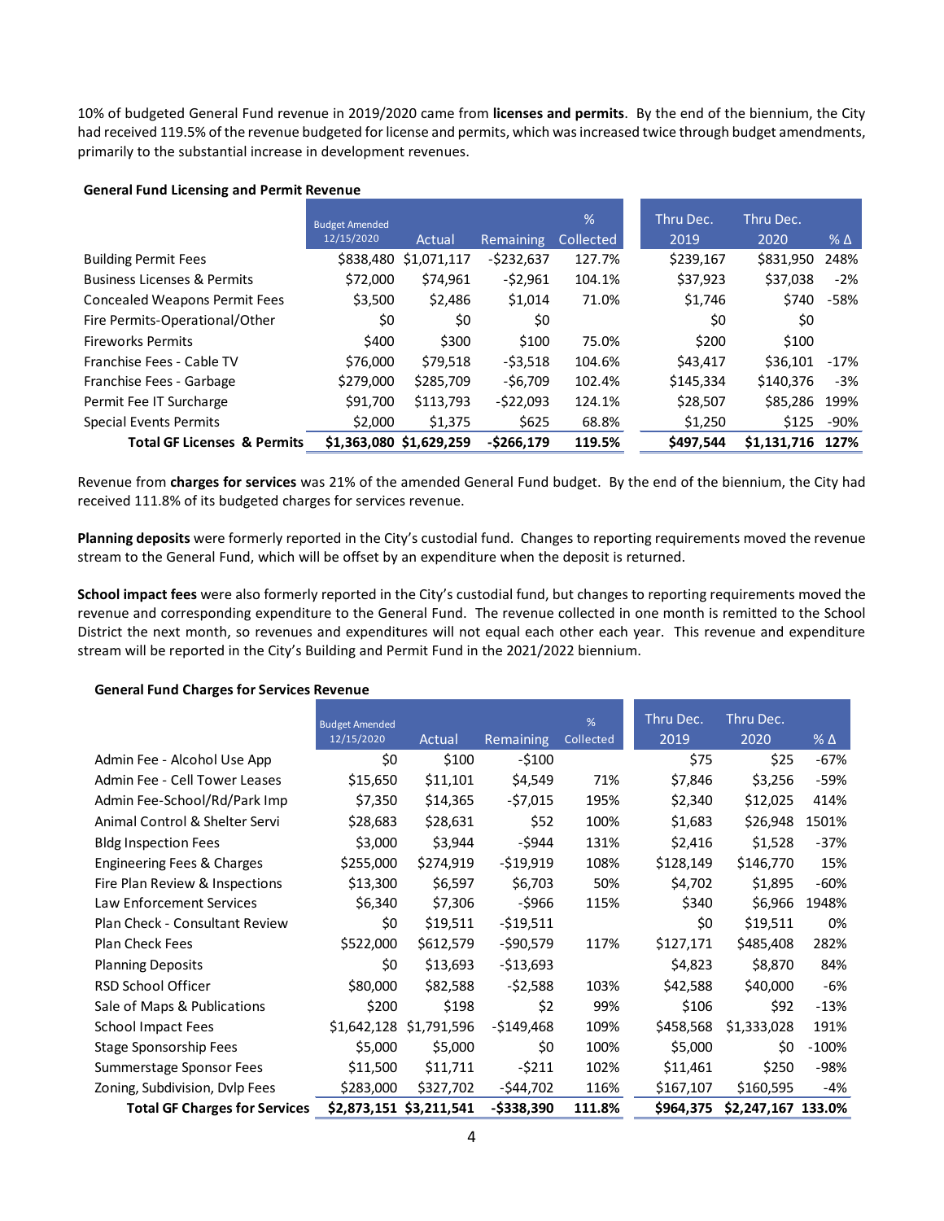10% of budgeted General Fund revenue in 2019/2020 came from **licenses and permits**. By the end of the biennium, the City had received 119.5% of the revenue budgeted for license and permits, which was increased twice through budget amendments, primarily to the substantial increase in development revenues.

**General Fund Licensing and Permit Revenue**

| | Budget Amended 12/15/2020 | Actual | Remaining | % Collected | Thru Dec. 2019 | Thru Dec. 2020 | % Δ |
|---|---|---|---|---|---|---|---|
| Building Permit Fees | $838,480 | $1,071,117 | -$232,637 | 127.7% | $239,167 | $831,950 | 248% |
| Business Licenses & Permits | $72,000 | $74,961 | -$2,961 | 104.1% | $37,923 | $37,038 | -2% |
| Concealed Weapons Permit Fees | $3,500 | $2,486 | $1,014 | 71.0% | $1,746 | $740 | -58% |
| Fire Permits-Operational/Other | $0 | $0 | $0 | | $0 | $0 | |
| Fireworks Permits | $400 | $300 | $100 | 75.0% | $200 | $100 | |
| Franchise Fees - Cable TV | $76,000 | $79,518 | -$3,518 | 104.6% | $43,417 | $36,101 | -17% |
| Franchise Fees - Garbage | $279,000 | $285,709 | -$6,709 | 102.4% | $145,334 | $140,376 | -3% |
| Permit Fee IT Surcharge | $91,700 | $113,793 | -$22,093 | 124.1% | $28,507 | $85,286 | 199% |
| Special Events Permits | $2,000 | $1,375 | $625 | 68.8% | $1,250 | $125 | -90% |
| **Total GF Licenses & Permits** | **$1,363,080** | **$1,629,259** | **-$266,179** | **119.5%** | **$497,544** | **$1,131,716** | **127%** |

Revenue from **charges for services** was 21% of the amended General Fund budget. By the end of the biennium, the City had received 111.8% of its budgeted charges for services revenue.

**Planning deposits** were formerly reported in the City's custodial fund. Changes to reporting requirements moved the revenue stream to the General Fund, which will be offset by an expenditure when the deposit is returned.

**School impact fees** were also formerly reported in the City's custodial fund, but changes to reporting requirements moved the revenue and corresponding expenditure to the General Fund. The revenue collected in one month is remitted to the School District the next month, so revenues and expenditures will not equal each other each year. This revenue and expenditure stream will be reported in the City's Building and Permit Fund in the 2021/2022 biennium.

**General Fund Charges for Services Revenue**

| | Budget Amended 12/15/2020 | Actual | Remaining | % Collected | Thru Dec. 2019 | Thru Dec. 2020 | % Δ |
|---|---|---|---|---|---|---|---|
| Admin Fee - Alcohol Use App | $0 | $100 | -$100 | | $75 | $25 | -67% |
| Admin Fee - Cell Tower Leases | $15,650 | $11,101 | $4,549 | 71% | $7,846 | $3,256 | -59% |
| Admin Fee-School/Rd/Park Imp | $7,350 | $14,365 | -$7,015 | 195% | $2,340 | $12,025 | 414% |
| Animal Control & Shelter Servi | $28,683 | $28,631 | $52 | 100% | $1,683 | $26,948 | 1501% |
| Bldg Inspection Fees | $3,000 | $3,944 | -$944 | 131% | $2,416 | $1,528 | -37% |
| Engineering Fees & Charges | $255,000 | $274,919 | -$19,919 | 108% | $128,149 | $146,770 | 15% |
| Fire Plan Review & Inspections | $13,300 | $6,597 | $6,703 | 50% | $4,702 | $1,895 | -60% |
| Law Enforcement Services | $6,340 | $7,306 | -$966 | 115% | $340 | $6,966 | 1948% |
| Plan Check - Consultant Review | $0 | $19,511 | -$19,511 | | $0 | $19,511 | 0% |
| Plan Check Fees | $522,000 | $612,579 | -$90,579 | 117% | $127,171 | $485,408 | 282% |
| Planning Deposits | $0 | $13,693 | -$13,693 | | $4,823 | $8,870 | 84% |
| RSD School Officer | $80,000 | $82,588 | -$2,588 | 103% | $42,588 | $40,000 | -6% |
| Sale of Maps & Publications | $200 | $198 | $2 | 99% | $106 | $92 | -13% |
| School Impact Fees | $1,642,128 | $1,791,596 | -$149,468 | 109% | $458,568 | $1,333,028 | 191% |
| Stage Sponsorship Fees | $5,000 | $5,000 | $0 | 100% | $5,000 | $0 | -100% |
| Summerstage Sponsor Fees | $11,500 | $11,711 | -$211 | 102% | $11,461 | $250 | -98% |
| Zoning, Subdivision, Dvlp Fees | $283,000 | $327,702 | -$44,702 | 116% | $167,107 | $160,595 | -4% |
| **Total GF Charges for Services** | **$2,873,151** | **$3,211,541** | **-$338,390** | **111.8%** | **$964,375** | **$2,247,167** | **133.0%** |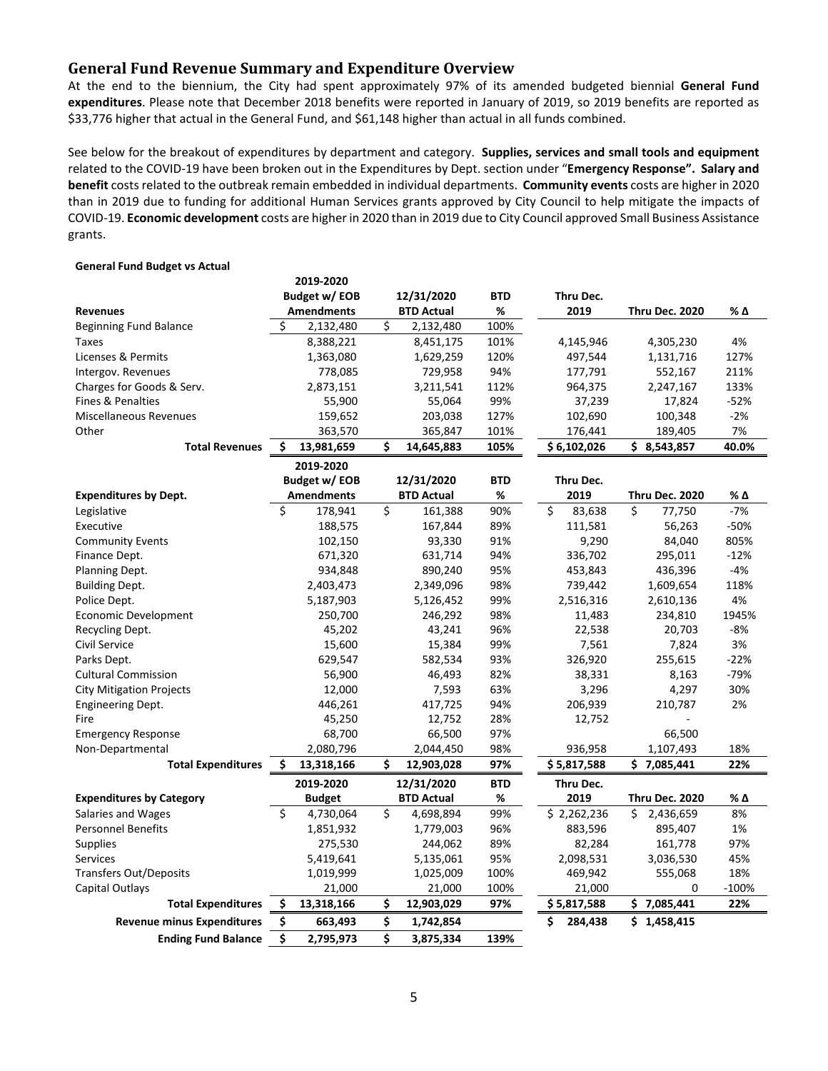## General Fund Revenue Summary and Expenditure Overview

At the end to the biennium, the City had spent approximately 97% of its amended budgeted biennial **General Fund expenditures**. Please note that December 2018 benefits were reported in January of 2019, so 2019 benefits are reported as $33,776 higher that actual in the General Fund, and $61,148 higher than actual in all funds combined.

See below for the breakout of expenditures by department and category. **Supplies, services and small tools and equipment** related to the COVID-19 have been broken out in the Expenditures by Dept. section under "**Emergency Response". Salary and benefit** costs related to the outbreak remain embedded in individual departments. **Community events** costs are higher in 2020 than in 2019 due to funding for additional Human Services grants approved by City Council to help mitigate the impacts of COVID-19. **Economic development** costs are higher in 2020 than in 2019 due to City Council approved Small Business Assistance grants.

**General Fund Budget vs Actual**

| Revenues | 2019-2020 Budget w/ EOB Amendments | 12/31/2020 BTD Actual | BTD % | Thru Dec. 2019 | Thru Dec. 2020 | % Δ |
|---|---|---|---|---|---|---|
| Beginning Fund Balance | $ 2,132,480 | $ 2,132,480 | 100% | | | |
| Taxes | 8,388,221 | 8,451,175 | 101% | 4,145,946 | 4,305,230 | 4% |
| Licenses & Permits | 1,363,080 | 1,629,259 | 120% | 497,544 | 1,131,716 | 127% |
| Intergov. Revenues | 778,085 | 729,958 | 94% | 177,791 | 552,167 | 211% |
| Charges for Goods & Serv. | 2,873,151 | 3,211,541 | 112% | 964,375 | 2,247,167 | 133% |
| Fines & Penalties | 55,900 | 55,064 | 99% | 37,239 | 17,824 | -52% |
| Miscellaneous Revenues | 159,652 | 203,038 | 127% | 102,690 | 100,348 | -2% |
| Other | 363,570 | 365,847 | 101% | 176,441 | 189,405 | 7% |
| **Total Revenues** | **$ 13,981,659** | **$ 14,645,883** | **105%** | **$ 6,102,026** | **$ 8,543,857** | **40.0%** |

| Expenditures by Dept. | 2019-2020 Budget w/ EOB Amendments | 12/31/2020 BTD Actual | BTD % | Thru Dec. 2019 | Thru Dec. 2020 | % Δ |
|---|---|---|---|---|---|---|
| Legislative | $ 178,941 | $ 161,388 | 90% | $ 83,638 | $ 77,750 | -7% |
| Executive | 188,575 | 167,844 | 89% | 111,581 | 56,263 | -50% |
| Community Events | 102,150 | 93,330 | 91% | 9,290 | 84,040 | 805% |
| Finance Dept. | 671,320 | 631,714 | 94% | 336,702 | 295,011 | -12% |
| Planning Dept. | 934,848 | 890,240 | 95% | 453,843 | 436,396 | -4% |
| Building Dept. | 2,403,473 | 2,349,096 | 98% | 739,442 | 1,609,654 | 118% |
| Police Dept. | 5,187,903 | 5,126,452 | 99% | 2,516,316 | 2,610,136 | 4% |
| Economic Development | 250,700 | 246,292 | 98% | 11,483 | 234,810 | 1945% |
| Recycling Dept. | 45,202 | 43,241 | 96% | 22,538 | 20,703 | -8% |
| Civil Service | 15,600 | 15,384 | 99% | 7,561 | 7,824 | 3% |
| Parks Dept. | 629,547 | 582,534 | 93% | 326,920 | 255,615 | -22% |
| Cultural Commission | 56,900 | 46,493 | 82% | 38,331 | 8,163 | -79% |
| City Mitigation Projects | 12,000 | 7,593 | 63% | 3,296 | 4,297 | 30% |
| Engineering Dept. | 446,261 | 417,725 | 94% | 206,939 | 210,787 | 2% |
| Fire | 45,250 | 12,752 | 28% | 12,752 | - | |
| Emergency Response | 68,700 | 66,500 | 97% | | 66,500 | |
| Non-Departmental | 2,080,796 | 2,044,450 | 98% | 936,958 | 1,107,493 | 18% |
| **Total Expenditures** | **$ 13,318,166** | **$ 12,903,028** | **97%** | **$ 5,817,588** | **$ 7,085,441** | **22%** |

| Expenditures by Category | 2019-2020 Budget | 12/31/2020 BTD Actual | BTD % | Thru Dec. 2019 | Thru Dec. 2020 | % Δ |
|---|---|---|---|---|---|---|
| Salaries and Wages | $ 4,730,064 | $ 4,698,894 | 99% | $ 2,262,236 | $ 2,436,659 | 8% |
| Personnel Benefits | 1,851,932 | 1,779,003 | 96% | 883,596 | 895,407 | 1% |
| Supplies | 275,530 | 244,062 | 89% | 82,284 | 161,778 | 97% |
| Services | 5,419,641 | 5,135,061 | 95% | 2,098,531 | 3,036,530 | 45% |
| Transfers Out/Deposits | 1,019,999 | 1,025,009 | 100% | 469,942 | 555,068 | 18% |
| Capital Outlays | 21,000 | 21,000 | 100% | 21,000 | 0 | -100% |
| **Total Expenditures** | **$ 13,318,166** | **$ 12,903,029** | **97%** | **$ 5,817,588** | **$ 7,085,441** | **22%** |
| **Revenue minus Expenditures** | **$ 663,493** | **$ 1,742,854** | | **$ 284,438** | **$ 1,458,415** | |
| **Ending Fund Balance** | **$ 2,795,973** | **$ 3,875,334** | **139%** | | | |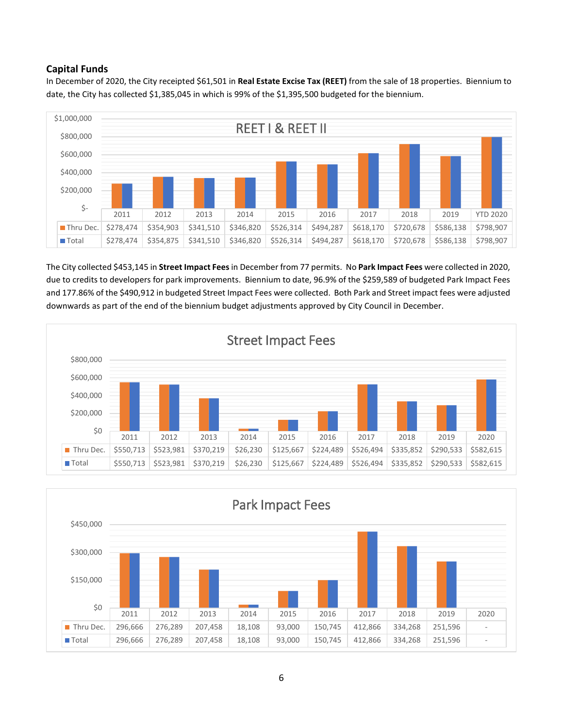## Capital Funds

In December of 2020, the City receipted $61,501 in **Real Estate Excise Tax (REET)** from the sale of 18 properties. Biennium to date, the City has collected $1,385,045 in which is 99% of the $1,395,500 budgeted for the biennium.

**REET I & REET II**

| | 2011 | 2012 | 2013 | 2014 | 2015 | 2016 | 2017 | 2018 | 2019 | YTD 2020 |
|---|---|---|---|---|---|---|---|---|---|---|
| Thru Dec. | $278,474 | $354,903 | $341,510 | $346,820 | $526,314 | $494,287 | $618,170 | $720,678 | $586,138 | $798,907 |
| Total | $278,474 | $354,875 | $341,510 | $346,820 | $526,314 | $494,287 | $618,170 | $720,678 | $586,138 | $798,907 |

The City collected $453,145 in **Street Impact Fees** in December from 77 permits. No **Park Impact Fees** were collected in 2020, due to credits to developers for park improvements. Biennium to date, 96.9% of the $259,589 of budgeted Park Impact Fees and 177.86% of the $490,912 in budgeted Street Impact Fees were collected. Both Park and Street impact fees were adjusted downwards as part of the end of the biennium budget adjustments approved by City Council in December.

**Street Impact Fees**

| | 2011 | 2012 | 2013 | 2014 | 2015 | 2016 | 2017 | 2018 | 2019 | 2020 |
|---|---|---|---|---|---|---|---|---|---|---|
| Thru Dec. | $550,713 | $523,981 | $370,219 | $26,230 | $125,667 | $224,489 | $526,494 | $335,852 | $290,533 | $582,615 |
| Total | $550,713 | $523,981 | $370,219 | $26,230 | $125,667 | $224,489 | $526,494 | $335,852 | $290,533 | $582,615 |

**Park Impact Fees**

| | 2011 | 2012 | 2013 | 2014 | 2015 | 2016 | 2017 | 2018 | 2019 | 2020 |
|---|---|---|---|---|---|---|---|---|---|---|
| Thru Dec. | 296,666 | 276,289 | 207,458 | 18,108 | 93,000 | 150,745 | 412,866 | 334,268 | 251,596 | - |
| Total | 296,666 | 276,289 | 207,458 | 18,108 | 93,000 | 150,745 | 412,866 | 334,268 | 251,596 | - |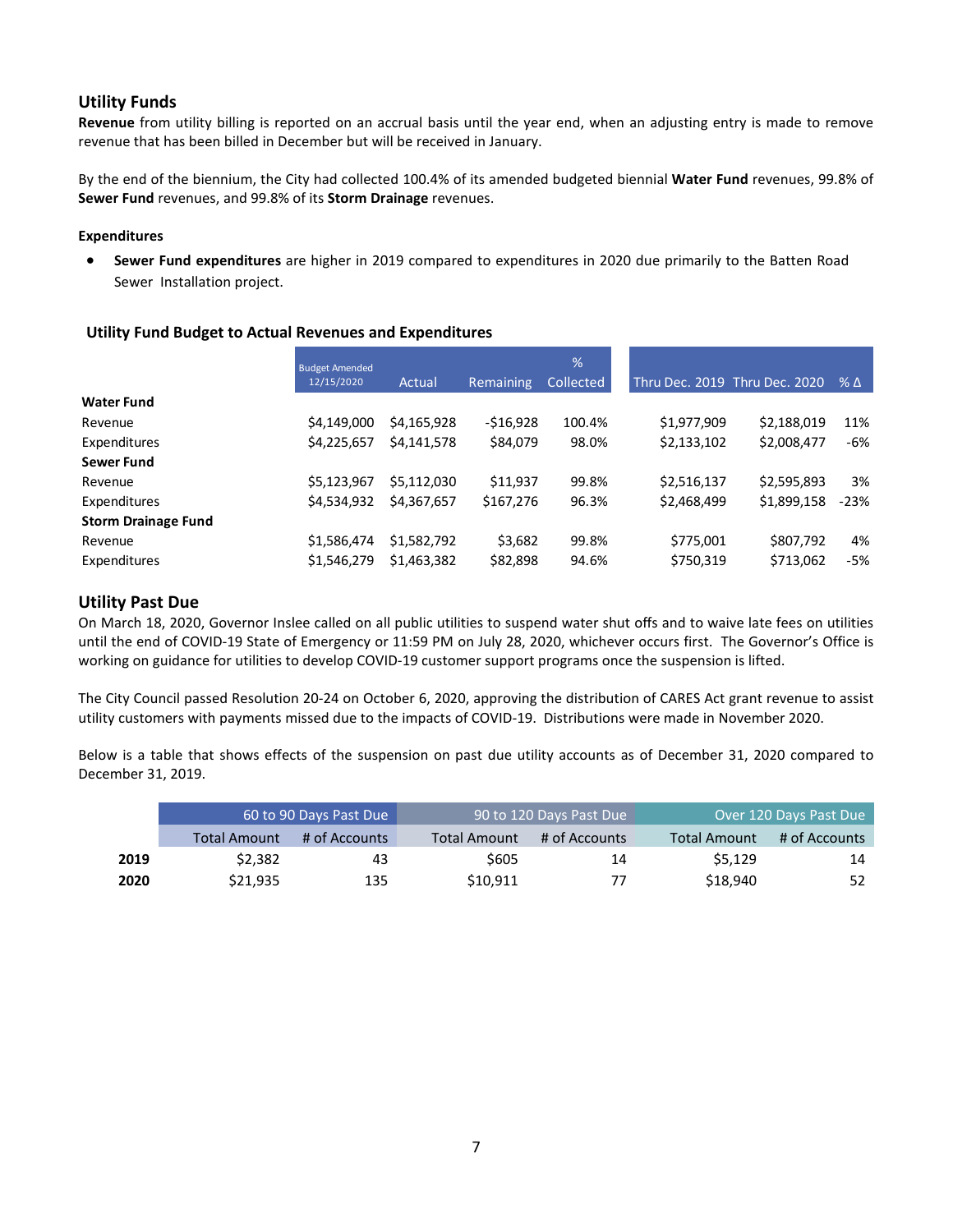## Utility Funds

**Revenue** from utility billing is reported on an accrual basis until the year end, when an adjusting entry is made to remove revenue that has been billed in December but will be received in January.

By the end of the biennium, the City had collected 100.4% of its amended budgeted biennial **Water Fund** revenues, 99.8% of **Sewer Fund** revenues, and 99.8% of its **Storm Drainage** revenues.

### Expenditures

- **Sewer Fund expenditures** are higher in 2019 compared to expenditures in 2020 due primarily to the Batten Road Sewer Installation project.

### Utility Fund Budget to Actual Revenues and Expenditures

| | Budget Amended 12/15/2020 | Actual | Remaining | % Collected | Thru Dec. 2019 | Thru Dec. 2020 | % Δ |
|---|---|---|---|---|---|---|---|
| **Water Fund** | | | | | | | |
| Revenue | $4,149,000 | $4,165,928 | -$16,928 | 100.4% | $1,977,909 | $2,188,019 | 11% |
| Expenditures | $4,225,657 | $4,141,578 | $84,079 | 98.0% | $2,133,102 | $2,008,477 | -6% |
| **Sewer Fund** | | | | | | | |
| Revenue | $5,123,967 | $5,112,030 | $11,937 | 99.8% | $2,516,137 | $2,595,893 | 3% |
| Expenditures | $4,534,932 | $4,367,657 | $167,276 | 96.3% | $2,468,499 | $1,899,158 | -23% |
| **Storm Drainage Fund** | | | | | | | |
| Revenue | $1,586,474 | $1,582,792 | $3,682 | 99.8% | $775,001 | $807,792 | 4% |
| Expenditures | $1,546,279 | $1,463,382 | $82,898 | 94.6% | $750,319 | $713,062 | -5% |

## Utility Past Due

On March 18, 2020, Governor Inslee called on all public utilities to suspend water shut offs and to waive late fees on utilities until the end of COVID-19 State of Emergency or 11:59 PM on July 28, 2020, whichever occurs first. The Governor's Office is working on guidance for utilities to develop COVID-19 customer support programs once the suspension is lifted.

The City Council passed Resolution 20-24 on October 6, 2020, approving the distribution of CARES Act grant revenue to assist utility customers with payments missed due to the impacts of COVID-19. Distributions were made in November 2020.

Below is a table that shows effects of the suspension on past due utility accounts as of December 31, 2020 compared to December 31, 2019.

| | 60 to 90 Days Past Due | | 90 to 120 Days Past Due | | Over 120 Days Past Due | |
|---|---|---|---|---|---|---|
| | Total Amount | # of Accounts | Total Amount | # of Accounts | Total Amount | # of Accounts |
| **2019** | $2,382 | 43 | $605 | 14 | $5,129 | 14 |
| **2020** | $21,935 | 135 | $10,911 | 77 | $18,940 | 52 |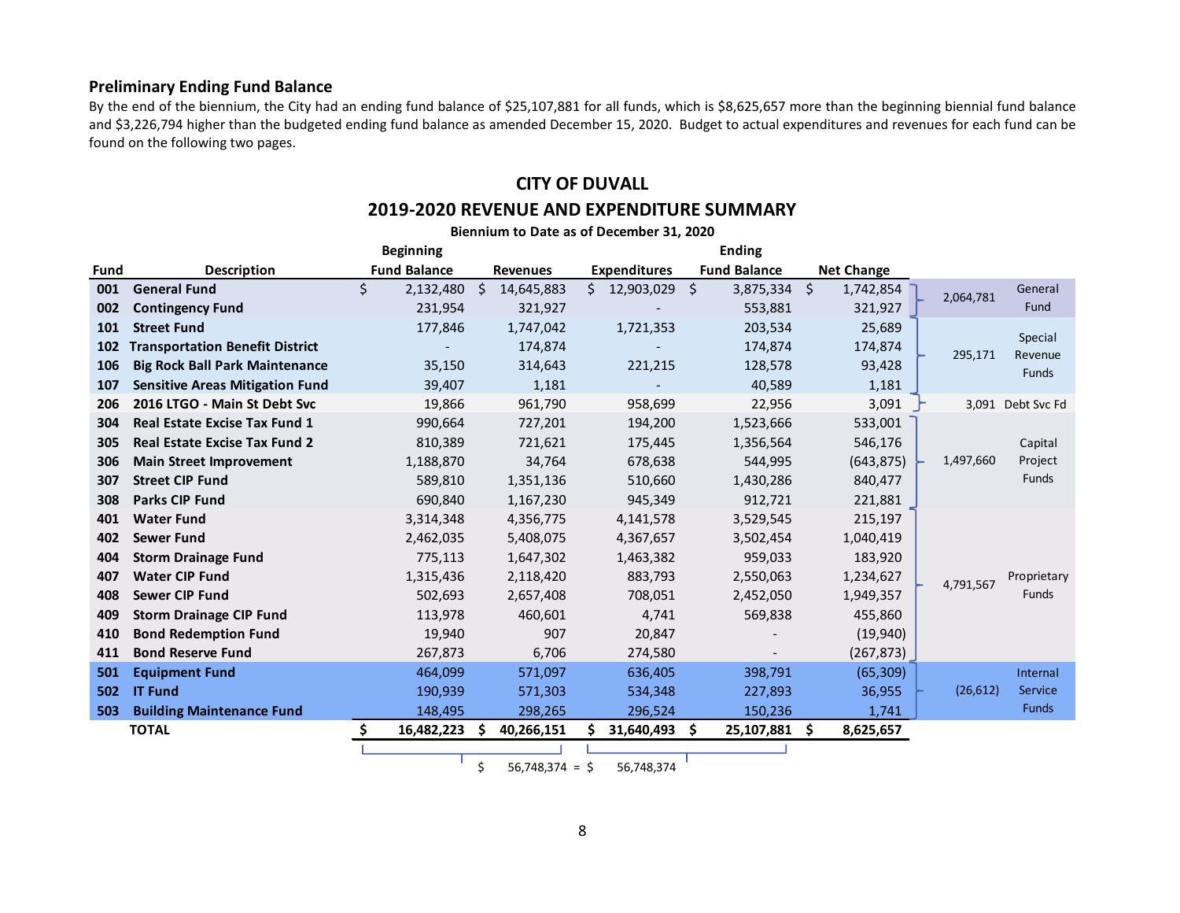### Preliminary Ending Fund Balance

By the end of the biennium, the City had an ending fund balance of $25,107,881 for all funds, which is $8,625,657 more than the beginning biennial fund balance and $3,226,794 higher than the budgeted ending fund balance as amended December 15, 2020. Budget to actual expenditures and revenues for each fund can be found on the following two pages.

## CITY OF DUVALL

## 2019-2020 REVENUE AND EXPENDITURE SUMMARY

**Biennium to Date as of December 31, 2020**

| Fund | Description | Beginning Fund Balance | Revenues | Expenditures | Ending Fund Balance | Net Change | Fund Type Subtotal | Fund Type |
|---|---|---|---|---|---|---|---|---|
| 001 | General Fund | $ 2,132,480 | $ 14,645,883 | $ 12,903,029 | $ 3,875,334 | $ 1,742,854 | 2,064,781 | General Fund |
| 002 | Contingency Fund | 231,954 | 321,927 | - | 553,881 | 321,927 | | |
| 101 | Street Fund | 177,846 | 1,747,042 | 1,721,353 | 203,534 | 25,689 | 295,171 | Special Revenue Funds |
| 102 | Transportation Benefit District | - | 174,874 | - | 174,874 | 174,874 | | |
| 106 | Big Rock Ball Park Maintenance | 35,150 | 314,643 | 221,215 | 128,578 | 93,428 | | |
| 107 | Sensitive Areas Mitigation Fund | 39,407 | 1,181 | - | 40,589 | 1,181 | | |
| 206 | 2016 LTGO - Main St Debt Svc | 19,866 | 961,790 | 958,699 | 22,956 | 3,091 | 3,091 | Debt Svc Fd |
| 304 | Real Estate Excise Tax Fund 1 | 990,664 | 727,201 | 194,200 | 1,523,666 | 533,001 | 1,497,660 | Capital Project Funds |
| 305 | Real Estate Excise Tax Fund 2 | 810,389 | 721,621 | 175,445 | 1,356,564 | 546,176 | | |
| 306 | Main Street Improvement | 1,188,870 | 34,764 | 678,638 | 544,995 | (643,875) | | |
| 307 | Street CIP Fund | 589,810 | 1,351,136 | 510,660 | 1,430,286 | 840,477 | | |
| 308 | Parks CIP Fund | 690,840 | 1,167,230 | 945,349 | 912,721 | 221,881 | | |
| 401 | Water Fund | 3,314,348 | 4,356,775 | 4,141,578 | 3,529,545 | 215,197 | 4,791,567 | Proprietary Funds |
| 402 | Sewer Fund | 2,462,035 | 5,408,075 | 4,367,657 | 3,502,454 | 1,040,419 | | |
| 404 | Storm Drainage Fund | 775,113 | 1,647,302 | 1,463,382 | 959,033 | 183,920 | | |
| 407 | Water CIP Fund | 1,315,436 | 2,118,420 | 883,793 | 2,550,063 | 1,234,627 | | |
| 408 | Sewer CIP Fund | 502,693 | 2,657,408 | 708,051 | 2,452,050 | 1,949,357 | | |
| 409 | Storm Drainage CIP Fund | 113,978 | 460,601 | 4,741 | 569,838 | 455,860 | | |
| 410 | Bond Redemption Fund | 19,940 | 907 | 20,847 | - | (19,940) | | |
| 411 | Bond Reserve Fund | 267,873 | 6,706 | 274,580 | - | (267,873) | | |
| 501 | Equipment Fund | 464,099 | 571,097 | 636,405 | 398,791 | (65,309) | (26,612) | Internal Service Funds |
| 502 | IT Fund | 190,939 | 571,303 | 534,348 | 227,893 | 36,955 | | |
| 503 | Building Maintenance Fund | 148,495 | 298,265 | 296,524 | 150,236 | 1,741 | | |
| | **TOTAL** | **$ 16,482,223** | **$ 40,266,151** | **$ 31,640,493** | **$ 25,107,881** | **$ 8,625,657** | | |

$ 56,748,374 = $ 56,748,374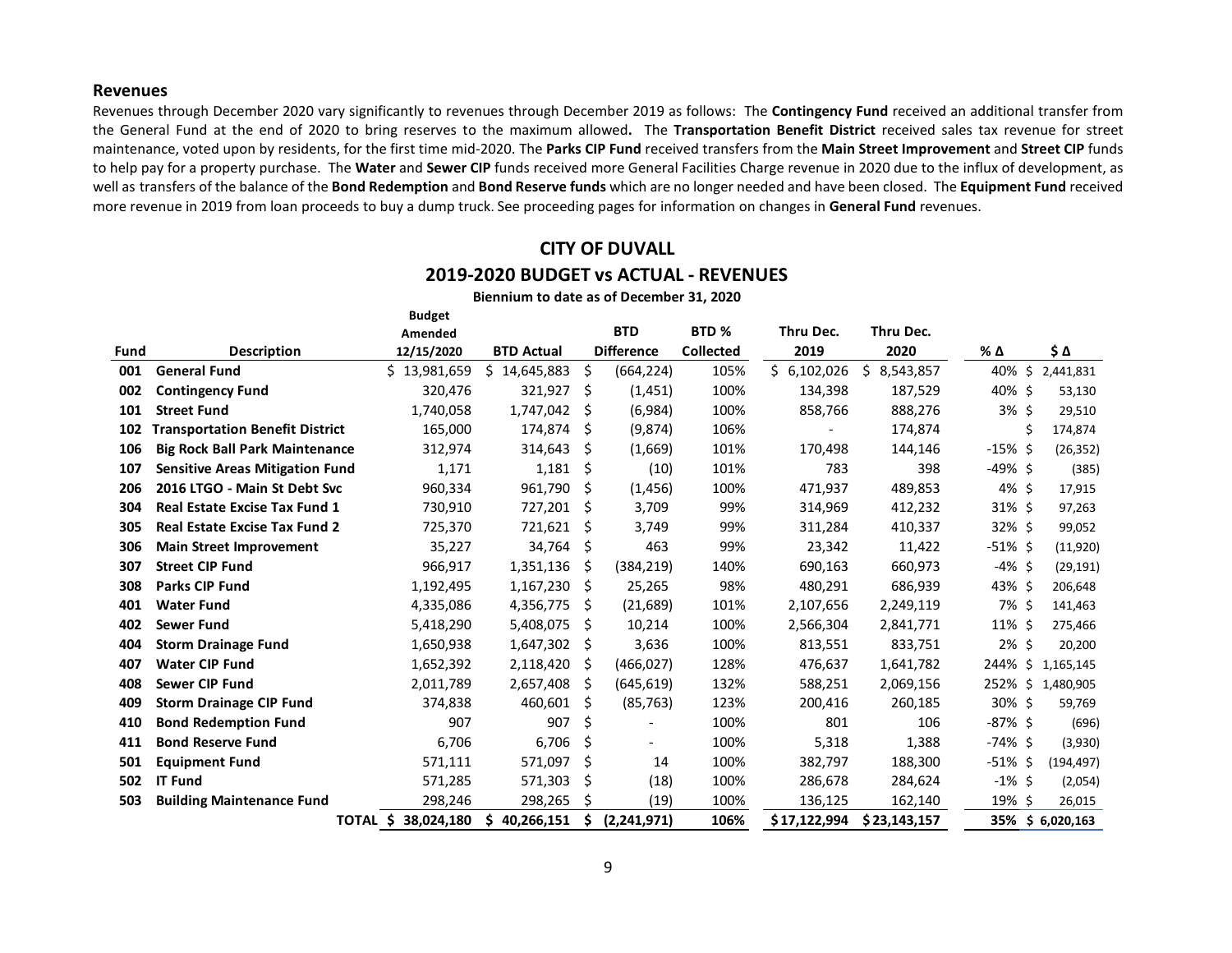## Revenues

Revenues through December 2020 vary significantly to revenues through December 2019 as follows: The **Contingency Fund** received an additional transfer from the General Fund at the end of 2020 to bring reserves to the maximum allowed**.** The **Transportation Benefit District** received sales tax revenue for street maintenance, voted upon by residents, for the first time mid-2020. The **Parks CIP Fund** received transfers from the **Main Street Improvement** and **Street CIP** funds to help pay for a property purchase. The **Water** and **Sewer CIP** funds received more General Facilities Charge revenue in 2020 due to the influx of development, as well as transfers of the balance of the **Bond Redemption** and **Bond Reserve funds** which are no longer needed and have been closed. The **Equipment Fund** received more revenue in 2019 from loan proceeds to buy a dump truck. See proceeding pages for information on changes in **General Fund** revenues.

## CITY OF DUVALL

## 2019-2020 BUDGET vs ACTUAL - REVENUES

**Biennium to date as of December 31, 2020**

| Fund | Description | Budget Amended 12/15/2020 | BTD Actual | BTD Difference | BTD % Collected | Thru Dec. 2019 | Thru Dec. 2020 | % Δ | $ Δ |
|---|---|---|---|---|---|---|---|---|---|
| 001 | **General Fund** | $ 13,981,659 | $ 14,645,883 | $ (664,224) | 105% | $ 6,102,026 | $ 8,543,857 | 40% | $ 2,441,831 |
| 002 | **Contingency Fund** | 320,476 | 321,927 | $ (1,451) | 100% | 134,398 | 187,529 | 40% | $ 53,130 |
| 101 | **Street Fund** | 1,740,058 | 1,747,042 | $ (6,984) | 100% | 858,766 | 888,276 | 3% | $ 29,510 |
| 102 | **Transportation Benefit District** | 165,000 | 174,874 | $ (9,874) | 106% | - | 174,874 | | $ 174,874 |
| 106 | **Big Rock Ball Park Maintenance** | 312,974 | 314,643 | $ (1,669) | 101% | 170,498 | 144,146 | -15% | $ (26,352) |
| 107 | **Sensitive Areas Mitigation Fund** | 1,171 | 1,181 | $ (10) | 101% | 783 | 398 | -49% | $ (385) |
| 206 | **2016 LTGO - Main St Debt Svc** | 960,334 | 961,790 | $ (1,456) | 100% | 471,937 | 489,853 | 4% | $ 17,915 |
| 304 | **Real Estate Excise Tax Fund 1** | 730,910 | 727,201 | $ 3,709 | 99% | 314,969 | 412,232 | 31% | $ 97,263 |
| 305 | **Real Estate Excise Tax Fund 2** | 725,370 | 721,621 | $ 3,749 | 99% | 311,284 | 410,337 | 32% | $ 99,052 |
| 306 | **Main Street Improvement** | 35,227 | 34,764 | $ 463 | 99% | 23,342 | 11,422 | -51% | $ (11,920) |
| 307 | **Street CIP Fund** | 966,917 | 1,351,136 | $ (384,219) | 140% | 690,163 | 660,973 | -4% | $ (29,191) |
| 308 | **Parks CIP Fund** | 1,192,495 | 1,167,230 | $ 25,265 | 98% | 480,291 | 686,939 | 43% | $ 206,648 |
| 401 | **Water Fund** | 4,335,086 | 4,356,775 | $ (21,689) | 101% | 2,107,656 | 2,249,119 | 7% | $ 141,463 |
| 402 | **Sewer Fund** | 5,418,290 | 5,408,075 | $ 10,214 | 100% | 2,566,304 | 2,841,771 | 11% | $ 275,466 |
| 404 | **Storm Drainage Fund** | 1,650,938 | 1,647,302 | $ 3,636 | 100% | 813,551 | 833,751 | 2% | $ 20,200 |
| 407 | **Water CIP Fund** | 1,652,392 | 2,118,420 | $ (466,027) | 128% | 476,637 | 1,641,782 | 244% | $ 1,165,145 |
| 408 | **Sewer CIP Fund** | 2,011,789 | 2,657,408 | $ (645,619) | 132% | 588,251 | 2,069,156 | 252% | $ 1,480,905 |
| 409 | **Storm Drainage CIP Fund** | 374,838 | 460,601 | $ (85,763) | 123% | 200,416 | 260,185 | 30% | $ 59,769 |
| 410 | **Bond Redemption Fund** | 907 | 907 | $ - | 100% | 801 | 106 | -87% | $ (696) |
| 411 | **Bond Reserve Fund** | 6,706 | 6,706 | $ - | 100% | 5,318 | 1,388 | -74% | $ (3,930) |
| 501 | **Equipment Fund** | 571,111 | 571,097 | $ 14 | 100% | 382,797 | 188,300 | -51% | $ (194,497) |
| 502 | **IT Fund** | 571,285 | 571,303 | $ (18) | 100% | 286,678 | 284,624 | -1% | $ (2,054) |
| 503 | **Building Maintenance Fund** | 298,246 | 298,265 | $ (19) | 100% | 136,125 | 162,140 | 19% | $ 26,015 |
| | **TOTAL** | **$ 38,024,180** | **$ 40,266,151** | **$ (2,241,971)** | **106%** | **$17,122,994** | **$23,143,157** | **35%** | **$ 6,020,163** |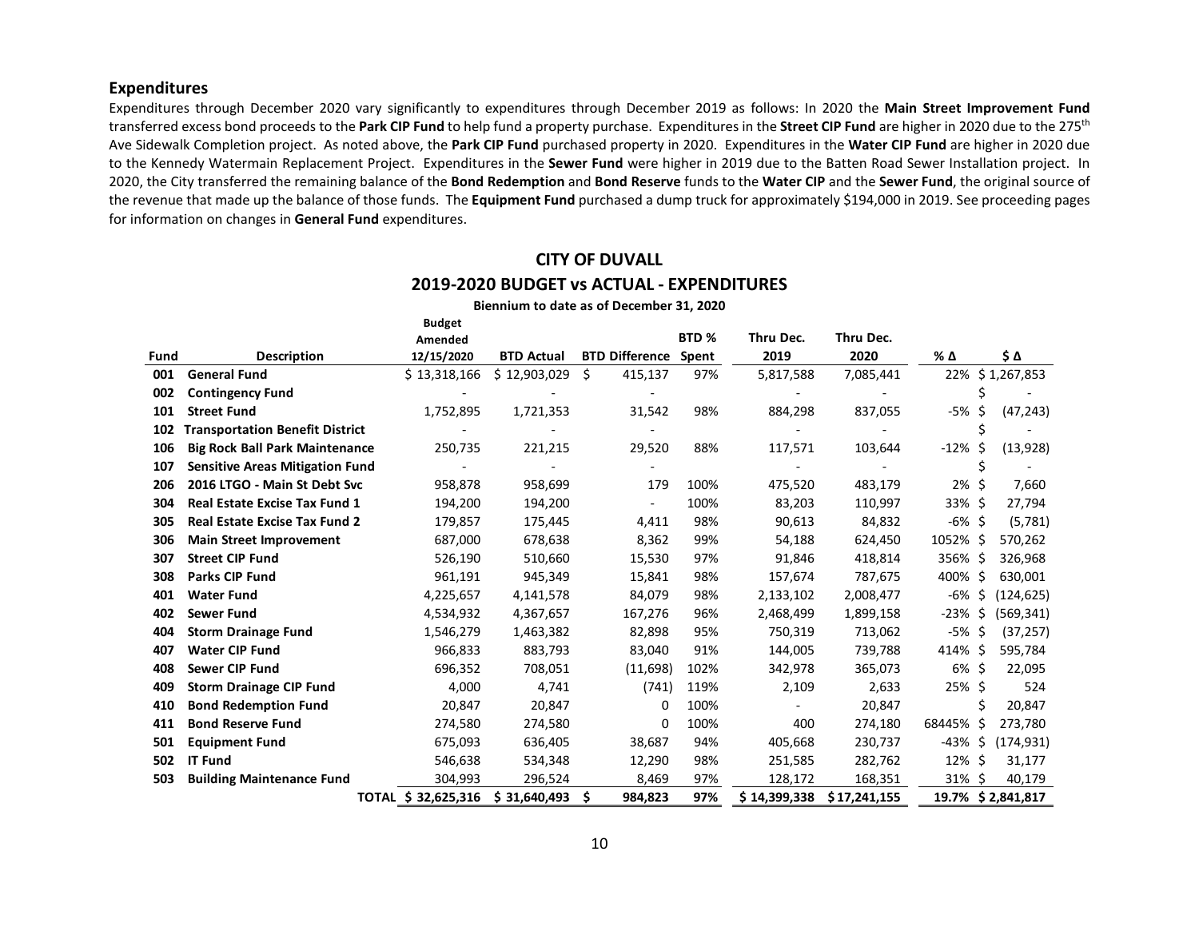## Expenditures

Expenditures through December 2020 vary significantly to expenditures through December 2019 as follows: In 2020 the **Main Street Improvement Fund** transferred excess bond proceeds to the **Park CIP Fund** to help fund a property purchase. Expenditures in the **Street CIP Fund** are higher in 2020 due to the 275th Ave Sidewalk Completion project. As noted above, the **Park CIP Fund** purchased property in 2020. Expenditures in the **Water CIP Fund** are higher in 2020 due to the Kennedy Watermain Replacement Project. Expenditures in the **Sewer Fund** were higher in 2019 due to the Batten Road Sewer Installation project. In 2020, the City transferred the remaining balance of the **Bond Redemption** and **Bond Reserve** funds to the **Water CIP** and the **Sewer Fund**, the original source of the revenue that made up the balance of those funds. The **Equipment Fund** purchased a dump truck for approximately $194,000 in 2019. See proceeding pages for information on changes in **General Fund** expenditures.

### CITY OF DUVALL

### 2019-2020 BUDGET vs ACTUAL - EXPENDITURES

**Biennium to date as of December 31, 2020**

| Fund | Description | Budget Amended 12/15/2020 | BTD Actual | BTD Difference | BTD % Spent | Thru Dec. 2019 | Thru Dec. 2020 | % Δ | $ Δ |
|---|---|---|---|---|---|---|---|---|---|
| 001 | **General Fund** | $ 13,318,166 | $ 12,903,029 | $ 415,137 | 97% | 5,817,588 | 7,085,441 | 22% | $ 1,267,853 |
| 002 | **Contingency Fund** | - | - | - | | - | - | | $ - |
| 101 | **Street Fund** | 1,752,895 | 1,721,353 | 31,542 | 98% | 884,298 | 837,055 | -5% | $ (47,243) |
| 102 | **Transportation Benefit District** | - | - | - | | - | - | | $ - |
| 106 | **Big Rock Ball Park Maintenance** | 250,735 | 221,215 | 29,520 | 88% | 117,571 | 103,644 | -12% | $ (13,928) |
| 107 | **Sensitive Areas Mitigation Fund** | - | - | - | | - | - | | $ - |
| 206 | **2016 LTGO - Main St Debt Svc** | 958,878 | 958,699 | 179 | 100% | 475,520 | 483,179 | 2% | $ 7,660 |
| 304 | **Real Estate Excise Tax Fund 1** | 194,200 | 194,200 | - | 100% | 83,203 | 110,997 | 33% | $ 27,794 |
| 305 | **Real Estate Excise Tax Fund 2** | 179,857 | 175,445 | 4,411 | 98% | 90,613 | 84,832 | -6% | $ (5,781) |
| 306 | **Main Street Improvement** | 687,000 | 678,638 | 8,362 | 99% | 54,188 | 624,450 | 1052% | $ 570,262 |
| 307 | **Street CIP Fund** | 526,190 | 510,660 | 15,530 | 97% | 91,846 | 418,814 | 356% | $ 326,968 |
| 308 | **Parks CIP Fund** | 961,191 | 945,349 | 15,841 | 98% | 157,674 | 787,675 | 400% | $ 630,001 |
| 401 | **Water Fund** | 4,225,657 | 4,141,578 | 84,079 | 98% | 2,133,102 | 2,008,477 | -6% | $ (124,625) |
| 402 | **Sewer Fund** | 4,534,932 | 4,367,657 | 167,276 | 96% | 2,468,499 | 1,899,158 | -23% | $ (569,341) |
| 404 | **Storm Drainage Fund** | 1,546,279 | 1,463,382 | 82,898 | 95% | 750,319 | 713,062 | -5% | $ (37,257) |
| 407 | **Water CIP Fund** | 966,833 | 883,793 | 83,040 | 91% | 144,005 | 739,788 | 414% | $ 595,784 |
| 408 | **Sewer CIP Fund** | 696,352 | 708,051 | (11,698) | 102% | 342,978 | 365,073 | 6% | $ 22,095 |
| 409 | **Storm Drainage CIP Fund** | 4,000 | 4,741 | (741) | 119% | 2,109 | 2,633 | 25% | $ 524 |
| 410 | **Bond Redemption Fund** | 20,847 | 20,847 | 0 | 100% | - | 20,847 | | $ 20,847 |
| 411 | **Bond Reserve Fund** | 274,580 | 274,580 | 0 | 100% | 400 | 274,180 | 68445% | $ 273,780 |
| 501 | **Equipment Fund** | 675,093 | 636,405 | 38,687 | 94% | 405,668 | 230,737 | -43% | $ (174,931) |
| 502 | **IT Fund** | 546,638 | 534,348 | 12,290 | 98% | 251,585 | 282,762 | 12% | $ 31,177 |
| 503 | **Building Maintenance Fund** | 304,993 | 296,524 | 8,469 | 97% | 128,172 | 168,351 | 31% | $ 40,179 |
| | **TOTAL** | **$ 32,625,316** | **$ 31,640,493** | **$ 984,823** | **97%** | **$ 14,399,338** | **$ 17,241,155** | **19.7%** | **$ 2,841,817** |